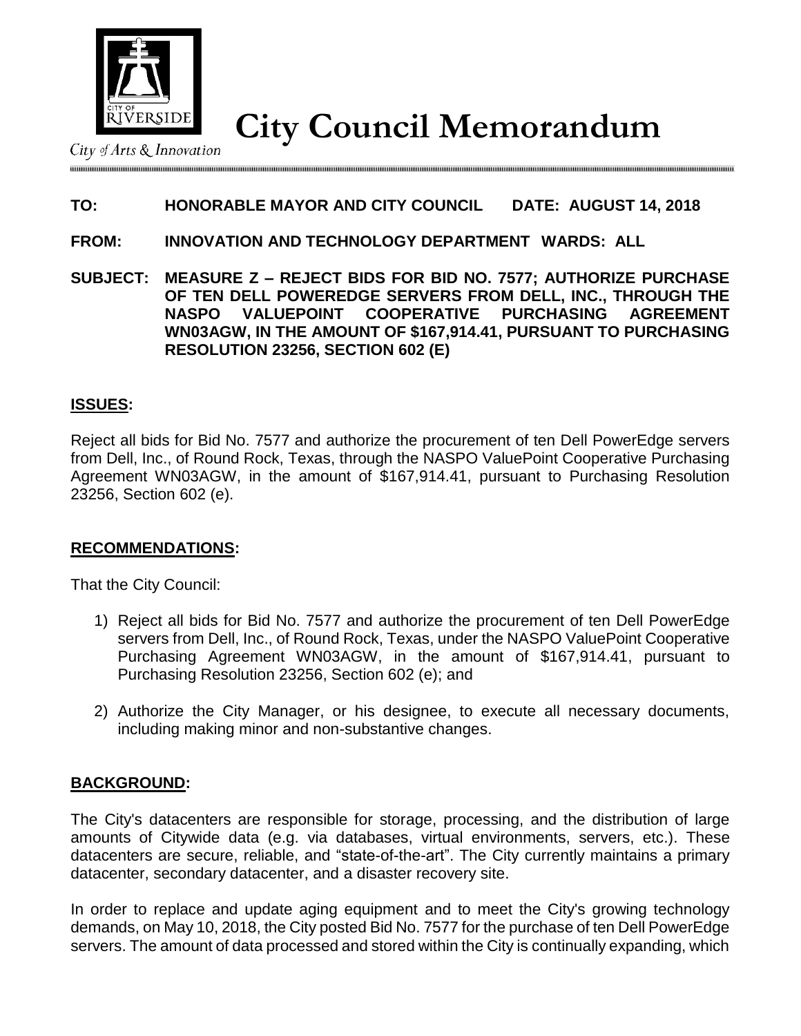City of Arts & Innovation

# City Council Memorandum

**TO: HONORABLE MAYOR AND CITY COUNCIL DATE: AUGUST 14, 2018**

**FROM: INNOVATION AND TECHNOLOGY DEPARTMENT WARDS: ALL**

**SUBJECT: MEASURE Z – REJECT BIDS FOR BID NO. 7577; AUTHORIZE PURCHASE OF TEN DELL POWEREDGE SERVERS FROM DELL, INC., THROUGH THE NASPO VALUEPOINT COOPERATIVE PURCHASING AGREEMENT WN03AGW, IN THE AMOUNT OF $167,914.41, PURSUANT TO PURCHASING RESOLUTION 23256, SECTION 602 (E)**

## ISSUES:

Reject all bids for Bid No. 7577 and authorize the procurement of ten Dell PowerEdge servers from Dell, Inc., of Round Rock, Texas, through the NASPO ValuePoint Cooperative Purchasing Agreement WN03AGW, in the amount of $167,914.41, pursuant to Purchasing Resolution 23256, Section 602 (e).

## RECOMMENDATIONS:

That the City Council:

1) Reject all bids for Bid No. 7577 and authorize the procurement of ten Dell PowerEdge servers from Dell, Inc., of Round Rock, Texas, under the NASPO ValuePoint Cooperative Purchasing Agreement WN03AGW, in the amount of $167,914.41, pursuant to Purchasing Resolution 23256, Section 602 (e); and

2) Authorize the City Manager, or his designee, to execute all necessary documents, including making minor and non-substantive changes.

## BACKGROUND:

The City's datacenters are responsible for storage, processing, and the distribution of large amounts of Citywide data (e.g. via databases, virtual environments, servers, etc.). These datacenters are secure, reliable, and "state-of-the-art". The City currently maintains a primary datacenter, secondary datacenter, and a disaster recovery site.

In order to replace and update aging equipment and to meet the City's growing technology demands, on May 10, 2018, the City posted Bid No. 7577 for the purchase of ten Dell PowerEdge servers. The amount of data processed and stored within the City is continually expanding, which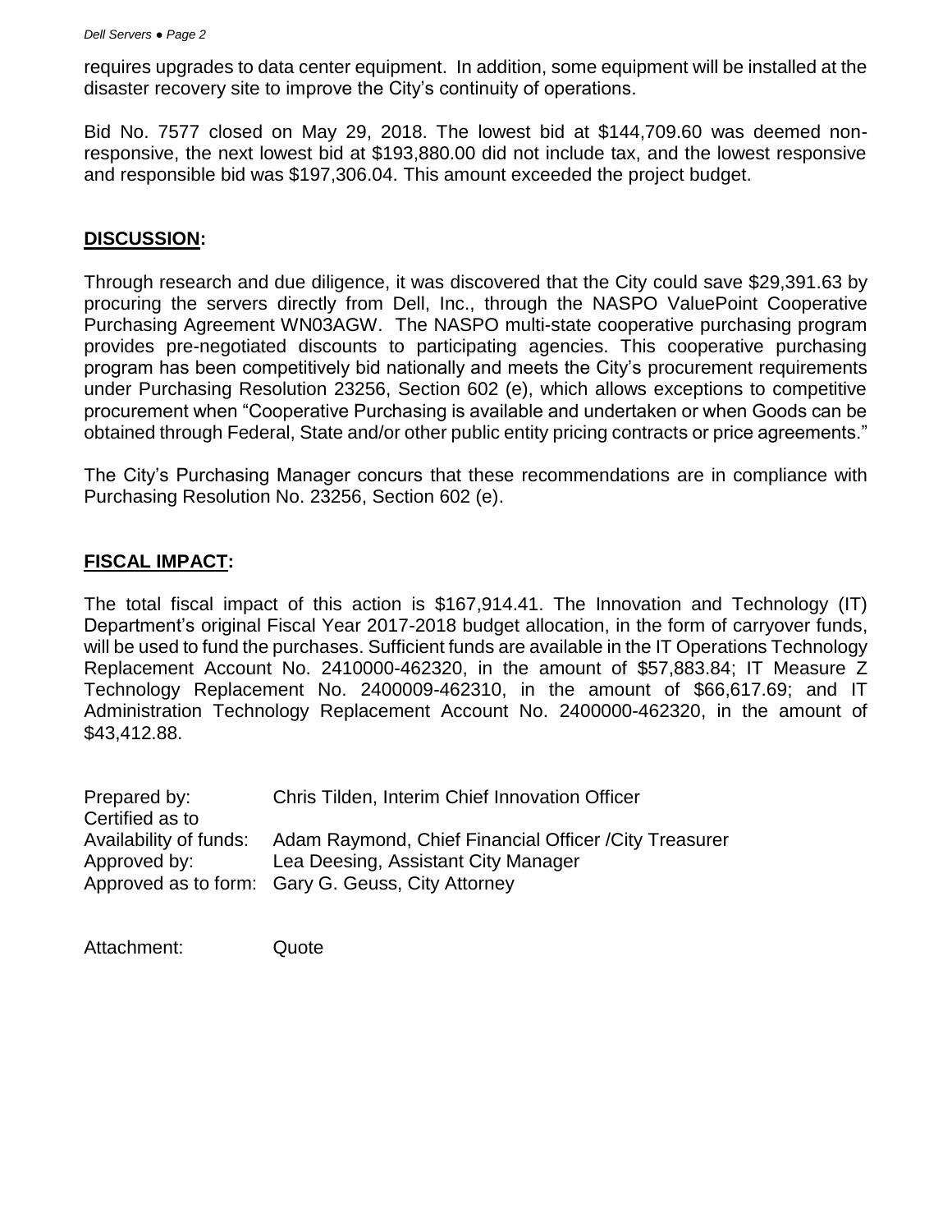requires upgrades to data center equipment. In addition, some equipment will be installed at the disaster recovery site to improve the City's continuity of operations.

Bid No. 7577 closed on May 29, 2018. The lowest bid at $144,709.60 was deemed non-responsive, the next lowest bid at $193,880.00 did not include tax, and the lowest responsive and responsible bid was $197,306.04. This amount exceeded the project budget.

## **DISCUSSION:**

Through research and due diligence, it was discovered that the City could save $29,391.63 by procuring the servers directly from Dell, Inc., through the NASPO ValuePoint Cooperative Purchasing Agreement WN03AGW. The NASPO multi-state cooperative purchasing program provides pre-negotiated discounts to participating agencies. This cooperative purchasing program has been competitively bid nationally and meets the City's procurement requirements under Purchasing Resolution 23256, Section 602 (e), which allows exceptions to competitive procurement when "Cooperative Purchasing is available and undertaken or when Goods can be obtained through Federal, State and/or other public entity pricing contracts or price agreements."

The City's Purchasing Manager concurs that these recommendations are in compliance with Purchasing Resolution No. 23256, Section 602 (e).

## **FISCAL IMPACT:**

The total fiscal impact of this action is $167,914.41. The Innovation and Technology (IT) Department's original Fiscal Year 2017-2018 budget allocation, in the form of carryover funds, will be used to fund the purchases. Sufficient funds are available in the IT Operations Technology Replacement Account No. 2410000-462320, in the amount of $57,883.84; IT Measure Z Technology Replacement No. 2400009-462310, in the amount of $66,617.69; and IT Administration Technology Replacement Account No. 2400000-462320, in the amount of $43,412.88.

Prepared by: Chris Tilden, Interim Chief Innovation Officer
Certified as to Availability of funds: Adam Raymond, Chief Financial Officer /City Treasurer
Approved by: Lea Deesing, Assistant City Manager
Approved as to form: Gary G. Geuss, City Attorney

Attachment: Quote